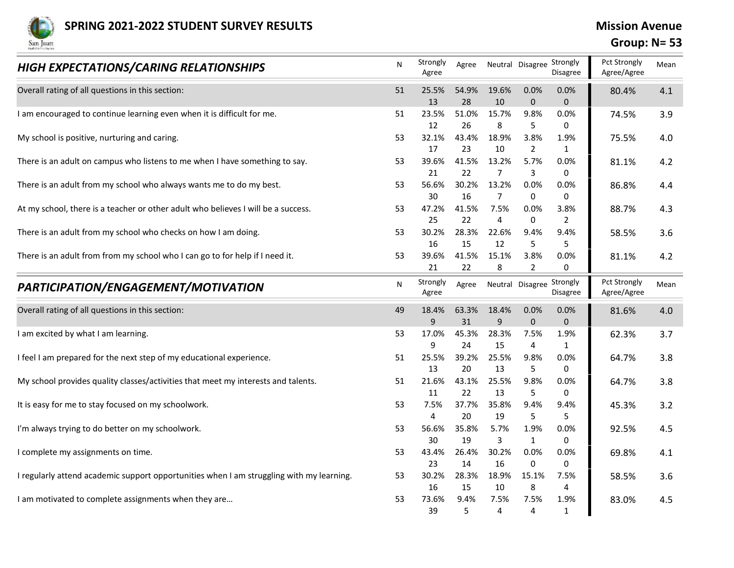# SPRING 2021-2022 STUDENT SURVEY RESULTS

**Mission Avenue**

**Group: N= 53**

## *HIGH EXPECTATIONS/CARING RELATIONSHIPS*

| | N | Strongly Agree | Agree | Neutral | Disagree | Strongly Disagree | Pct Strongly Agree/Agree | Mean |
|---|---|---|---|---|---|---|---|---|
| Overall rating of all questions in this section: | 51 | 25.5% 13 | 54.9% 28 | 19.6% 10 | 0.0% 0 | 0.0% 0 | 80.4% | 4.1 |
| I am encouraged to continue learning even when it is difficult for me. | 51 | 23.5% 12 | 51.0% 26 | 15.7% 8 | 9.8% 5 | 0.0% 0 | 74.5% | 3.9 |
| My school is positive, nurturing and caring. | 53 | 32.1% 17 | 43.4% 23 | 18.9% 10 | 3.8% 2 | 1.9% 1 | 75.5% | 4.0 |
| There is an adult on campus who listens to me when I have something to say. | 53 | 39.6% 21 | 41.5% 22 | 13.2% 7 | 5.7% 3 | 0.0% 0 | 81.1% | 4.2 |
| There is an adult from my school who always wants me to do my best. | 53 | 56.6% 30 | 30.2% 16 | 13.2% 7 | 0.0% 0 | 0.0% 0 | 86.8% | 4.4 |
| At my school, there is a teacher or other adult who believes I will be a success. | 53 | 47.2% 25 | 41.5% 22 | 7.5% 4 | 0.0% 0 | 3.8% 2 | 88.7% | 4.3 |
| There is an adult from my school who checks on how I am doing. | 53 | 30.2% 16 | 28.3% 15 | 22.6% 12 | 9.4% 5 | 9.4% 5 | 58.5% | 3.6 |
| There is an adult from from my school who I can go to for help if I need it. | 53 | 39.6% 21 | 41.5% 22 | 15.1% 8 | 3.8% 2 | 0.0% 0 | 81.1% | 4.2 |

## *PARTICIPATION/ENGAGEMENT/MOTIVATION*

| | N | Strongly Agree | Agree | Neutral | Disagree | Strongly Disagree | Pct Strongly Agree/Agree | Mean |
|---|---|---|---|---|---|---|---|---|
| Overall rating of all questions in this section: | 49 | 18.4% 9 | 63.3% 31 | 18.4% 9 | 0.0% 0 | 0.0% 0 | 81.6% | 4.0 |
| I am excited by what I am learning. | 53 | 17.0% 9 | 45.3% 24 | 28.3% 15 | 7.5% 4 | 1.9% 1 | 62.3% | 3.7 |
| I feel I am prepared for the next step of my educational experience. | 51 | 25.5% 13 | 39.2% 20 | 25.5% 13 | 9.8% 5 | 0.0% 0 | 64.7% | 3.8 |
| My school provides quality classes/activities that meet my interests and talents. | 51 | 21.6% 11 | 43.1% 22 | 25.5% 13 | 9.8% 5 | 0.0% 0 | 64.7% | 3.8 |
| It is easy for me to stay focused on my schoolwork. | 53 | 7.5% 4 | 37.7% 20 | 35.8% 19 | 9.4% 5 | 9.4% 5 | 45.3% | 3.2 |
| I'm always trying to do better on my schoolwork. | 53 | 56.6% 30 | 35.8% 19 | 5.7% 3 | 1.9% 1 | 0.0% 0 | 92.5% | 4.5 |
| I complete my assignments on time. | 53 | 43.4% 23 | 26.4% 14 | 30.2% 16 | 0.0% 0 | 0.0% 0 | 69.8% | 4.1 |
| I regularly attend academic support opportunities when I am struggling with my learning. | 53 | 30.2% 16 | 28.3% 15 | 18.9% 10 | 15.1% 8 | 7.5% 4 | 58.5% | 3.6 |
| I am motivated to complete assignments when they are… | 53 | 73.6% 39 | 9.4% 5 | 7.5% 4 | 7.5% 4 | 1.9% 1 | 83.0% | 4.5 |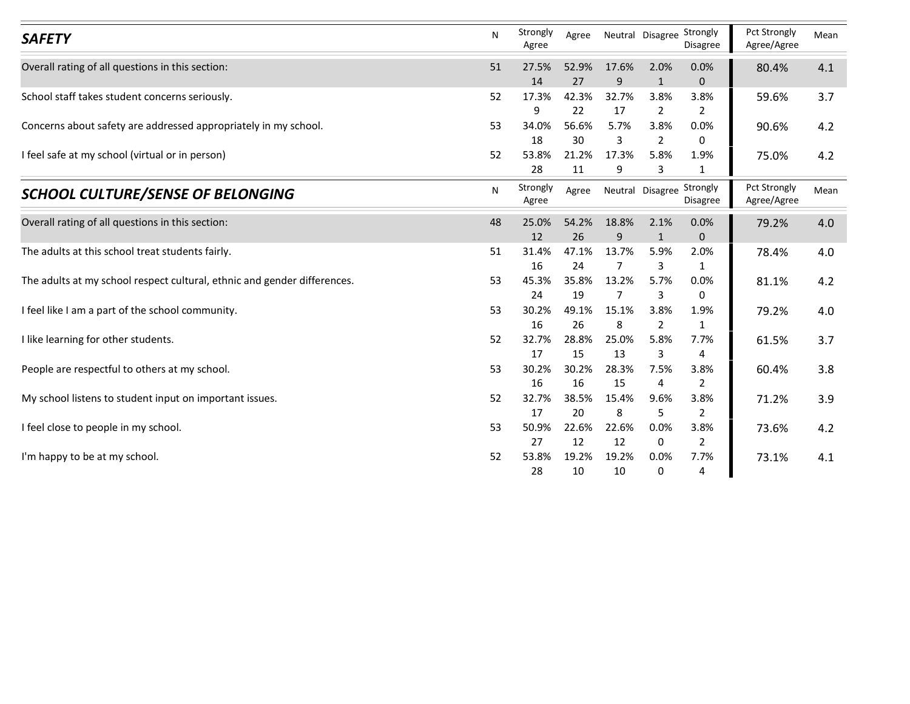| SAFETY | N | Strongly Agree | Agree | Neutral | Disagree | Strongly Disagree | Pct Strongly Agree/Agree | Mean |
|---|---|---|---|---|---|---|---|---|
| Overall rating of all questions in this section: | 51 | 27.5% 14 | 52.9% 27 | 17.6% 9 | 2.0% 1 | 0.0% 0 | 80.4% | 4.1 |
| School staff takes student concerns seriously. | 52 | 17.3% 9 | 42.3% 22 | 32.7% 17 | 3.8% 2 | 3.8% 2 | 59.6% | 3.7 |
| Concerns about safety are addressed appropriately in my school. | 53 | 34.0% 18 | 56.6% 30 | 5.7% 3 | 3.8% 2 | 0.0% 0 | 90.6% | 4.2 |
| I feel safe at my school (virtual or in person) | 52 | 53.8% 28 | 21.2% 11 | 17.3% 9 | 5.8% 3 | 1.9% 1 | 75.0% | 4.2 |

| SCHOOL CULTURE/SENSE OF BELONGING | N | Strongly Agree | Agree | Neutral | Disagree | Strongly Disagree | Pct Strongly Agree/Agree | Mean |
|---|---|---|---|---|---|---|---|---|
| Overall rating of all questions in this section: | 48 | 25.0% 12 | 54.2% 26 | 18.8% 9 | 2.1% 1 | 0.0% 0 | 79.2% | 4.0 |
| The adults at this school treat students fairly. | 51 | 31.4% 16 | 47.1% 24 | 13.7% 7 | 5.9% 3 | 2.0% 1 | 78.4% | 4.0 |
| The adults at my school respect cultural, ethnic and gender differences. | 53 | 45.3% 24 | 35.8% 19 | 13.2% 7 | 5.7% 3 | 0.0% 0 | 81.1% | 4.2 |
| I feel like I am a part of the school community. | 53 | 30.2% 16 | 49.1% 26 | 15.1% 8 | 3.8% 2 | 1.9% 1 | 79.2% | 4.0 |
| I like learning for other students. | 52 | 32.7% 17 | 28.8% 15 | 25.0% 13 | 5.8% 3 | 7.7% 4 | 61.5% | 3.7 |
| People are respectful to others at my school. | 53 | 30.2% 16 | 30.2% 16 | 28.3% 15 | 7.5% 4 | 3.8% 2 | 60.4% | 3.8 |
| My school listens to student input on important issues. | 52 | 32.7% 17 | 38.5% 20 | 15.4% 8 | 9.6% 5 | 3.8% 2 | 71.2% | 3.9 |
| I feel close to people in my school. | 53 | 50.9% 27 | 22.6% 12 | 22.6% 12 | 0.0% 0 | 3.8% 2 | 73.6% | 4.2 |
| I'm happy to be at my school. | 52 | 53.8% 28 | 19.2% 10 | 19.2% 10 | 0.0% 0 | 7.7% 4 | 73.1% | 4.1 |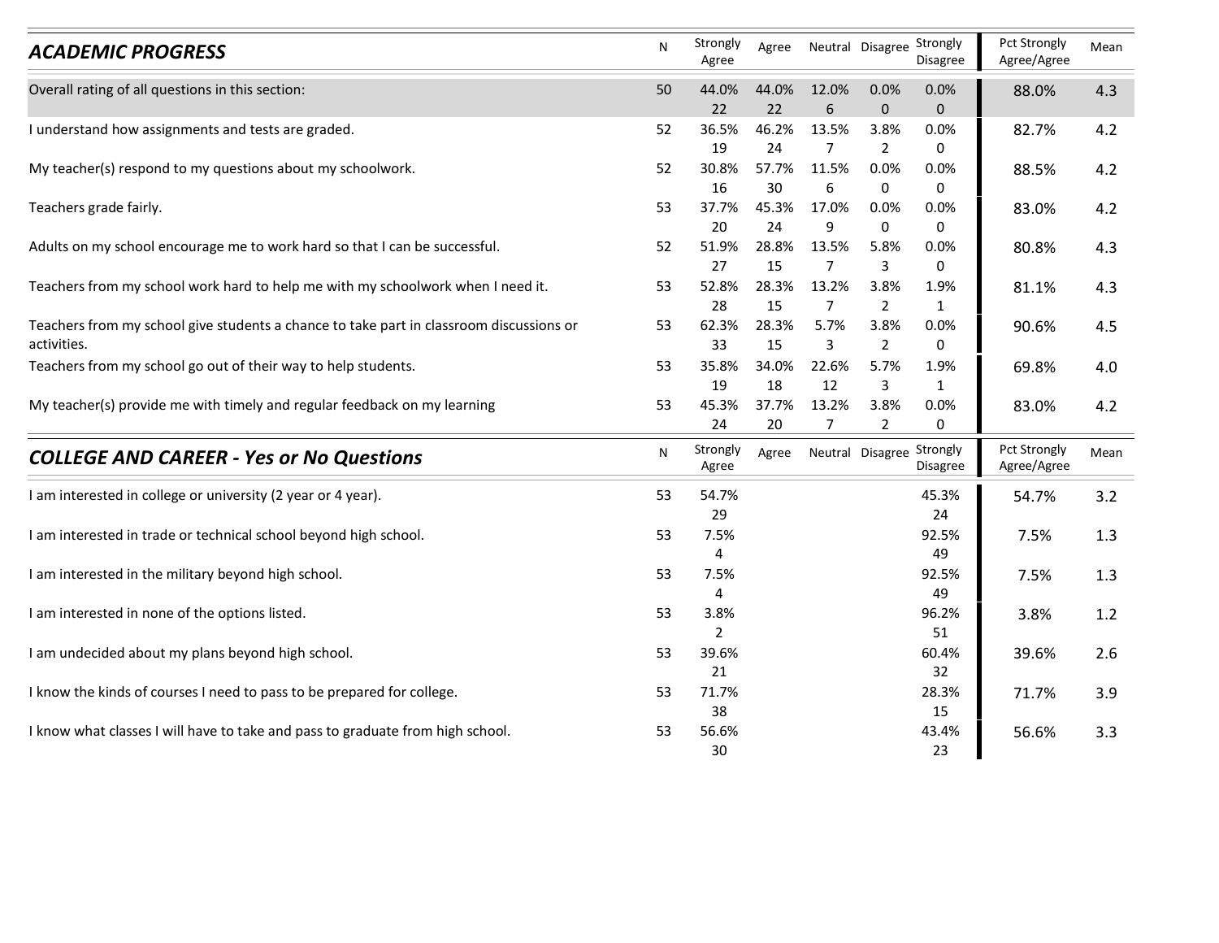## *ACADEMIC PROGRESS*

| ACADEMIC PROGRESS | N | Strongly Agree | Agree | Neutral | Disagree | Strongly Disagree | Pct Strongly Agree/Agree | Mean |
|---|---|---|---|---|---|---|---|---|
| Overall rating of all questions in this section: | 50 | 44.0% 22 | 44.0% 22 | 12.0% 6 | 0.0% 0 | 0.0% 0 | 88.0% | 4.3 |
| I understand how assignments and tests are graded. | 52 | 36.5% 19 | 46.2% 24 | 13.5% 7 | 3.8% 2 | 0.0% 0 | 82.7% | 4.2 |
| My teacher(s) respond to my questions about my schoolwork. | 52 | 30.8% 16 | 57.7% 30 | 11.5% 6 | 0.0% 0 | 0.0% 0 | 88.5% | 4.2 |
| Teachers grade fairly. | 53 | 37.7% 20 | 45.3% 24 | 17.0% 9 | 0.0% 0 | 0.0% 0 | 83.0% | 4.2 |
| Adults on my school encourage me to work hard so that I can be successful. | 52 | 51.9% 27 | 28.8% 15 | 13.5% 7 | 5.8% 3 | 0.0% 0 | 80.8% | 4.3 |
| Teachers from my school work hard to help me with my schoolwork when I need it. | 53 | 52.8% 28 | 28.3% 15 | 13.2% 7 | 3.8% 2 | 1.9% 1 | 81.1% | 4.3 |
| Teachers from my school give students a chance to take part in classroom discussions or activities. | 53 | 62.3% 33 | 28.3% 15 | 5.7% 3 | 3.8% 2 | 0.0% 0 | 90.6% | 4.5 |
| Teachers from my school go out of their way to help students. | 53 | 35.8% 19 | 34.0% 18 | 22.6% 12 | 5.7% 3 | 1.9% 1 | 69.8% | 4.0 |
| My teacher(s) provide me with timely and regular feedback on my learning | 53 | 45.3% 24 | 37.7% 20 | 13.2% 7 | 3.8% 2 | 0.0% 0 | 83.0% | 4.2 |

## *COLLEGE AND CAREER - Yes or No Questions*

| COLLEGE AND CAREER - Yes or No Questions | N | Strongly Agree | Agree | Neutral | Disagree | Strongly Disagree | Pct Strongly Agree/Agree | Mean |
|---|---|---|---|---|---|---|---|---|
| I am interested in college or university (2 year or 4 year). | 53 | 54.7% 29 | | | | 45.3% 24 | 54.7% | 3.2 |
| I am interested in trade or technical school beyond high school. | 53 | 7.5% 4 | | | | 92.5% 49 | 7.5% | 1.3 |
| I am interested in the military beyond high school. | 53 | 7.5% 4 | | | | 92.5% 49 | 7.5% | 1.3 |
| I am interested in none of the options listed. | 53 | 3.8% 2 | | | | 96.2% 51 | 3.8% | 1.2 |
| I am undecided about my plans beyond high school. | 53 | 39.6% 21 | | | | 60.4% 32 | 39.6% | 2.6 |
| I know the kinds of courses I need to pass to be prepared for college. | 53 | 71.7% 38 | | | | 28.3% 15 | 71.7% | 3.9 |
| I know what classes I will have to take and pass to graduate from high school. | 53 | 56.6% 30 | | | | 43.4% 23 | 56.6% | 3.3 |